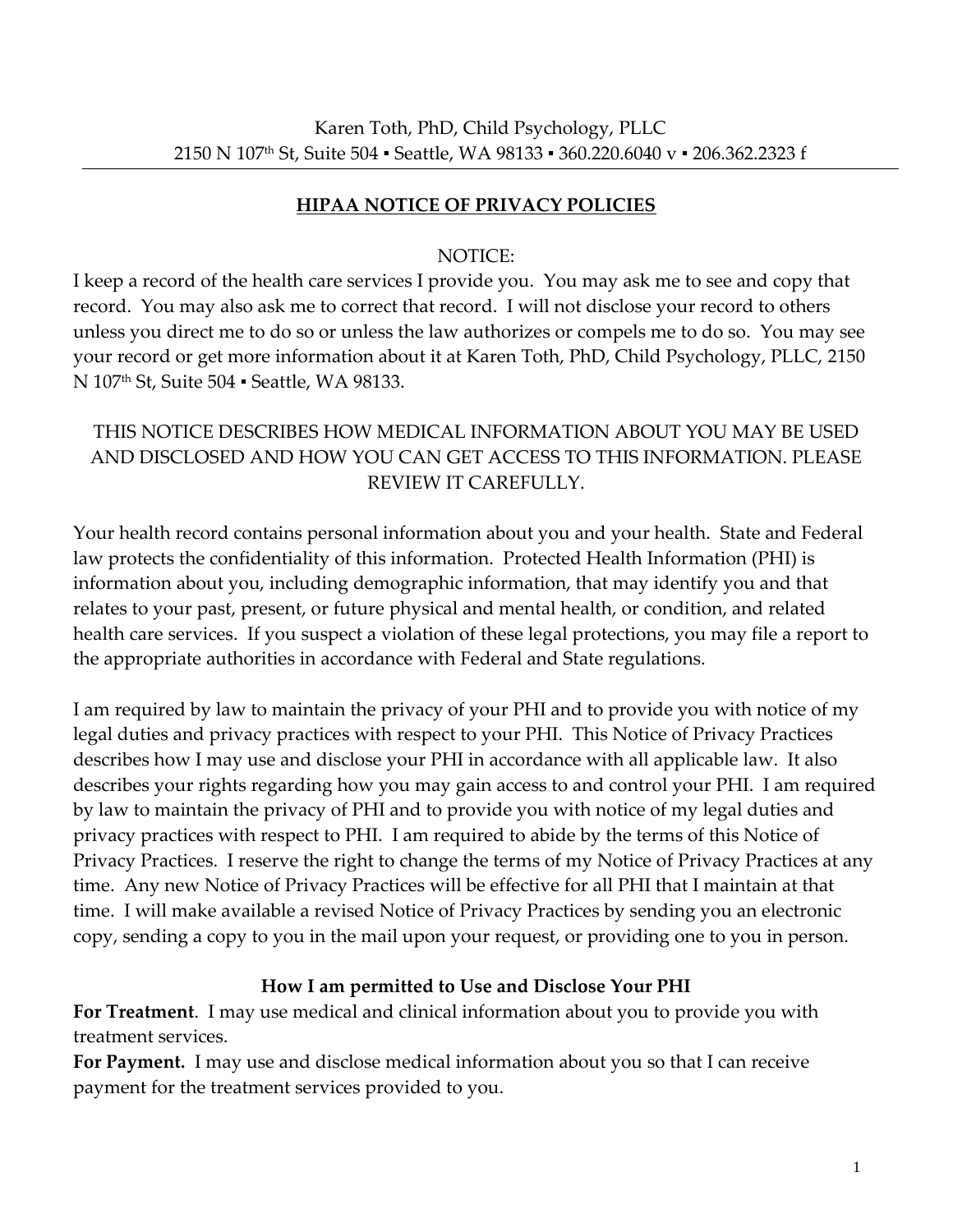Karen Toth, PhD, Child Psychology, PLLC
2150 N 107th St, Suite 504 ▪ Seattle, WA 98133 ▪ 360.220.6040 v ▪ 206.362.2323 f

---

## HIPAA NOTICE OF PRIVACY POLICIES

NOTICE:

I keep a record of the health care services I provide you. You may ask me to see and copy that record. You may also ask me to correct that record. I will not disclose your record to others unless you direct me to do so or unless the law authorizes or compels me to do so. You may see your record or get more information about it at Karen Toth, PhD, Child Psychology, PLLC, 2150 N 107th St, Suite 504 ▪ Seattle, WA 98133.

THIS NOTICE DESCRIBES HOW MEDICAL INFORMATION ABOUT YOU MAY BE USED AND DISCLOSED AND HOW YOU CAN GET ACCESS TO THIS INFORMATION. PLEASE REVIEW IT CAREFULLY.

Your health record contains personal information about you and your health. State and Federal law protects the confidentiality of this information. Protected Health Information (PHI) is information about you, including demographic information, that may identify you and that relates to your past, present, or future physical and mental health, or condition, and related health care services. If you suspect a violation of these legal protections, you may file a report to the appropriate authorities in accordance with Federal and State regulations.

I am required by law to maintain the privacy of your PHI and to provide you with notice of my legal duties and privacy practices with respect to your PHI. This Notice of Privacy Practices describes how I may use and disclose your PHI in accordance with all applicable law. It also describes your rights regarding how you may gain access to and control your PHI. I am required by law to maintain the privacy of PHI and to provide you with notice of my legal duties and privacy practices with respect to PHI. I am required to abide by the terms of this Notice of Privacy Practices. I reserve the right to change the terms of my Notice of Privacy Practices at any time. Any new Notice of Privacy Practices will be effective for all PHI that I maintain at that time. I will make available a revised Notice of Privacy Practices by sending you an electronic copy, sending a copy to you in the mail upon your request, or providing one to you in person.

### How I am permitted to Use and Disclose Your PHI

**For Treatment**. I may use medical and clinical information about you to provide you with treatment services.

**For Payment.** I may use and disclose medical information about you so that I can receive payment for the treatment services provided to you.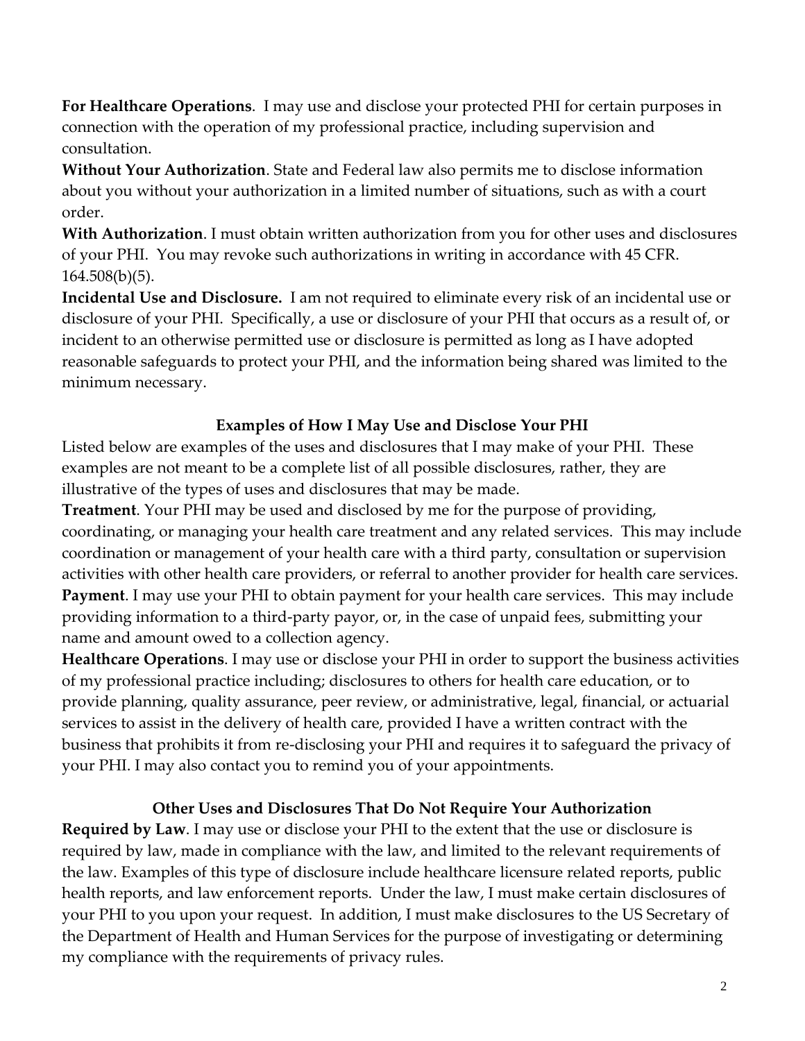**For Healthcare Operations**. I may use and disclose your protected PHI for certain purposes in connection with the operation of my professional practice, including supervision and consultation.

**Without Your Authorization**. State and Federal law also permits me to disclose information about you without your authorization in a limited number of situations, such as with a court order.

**With Authorization**. I must obtain written authorization from you for other uses and disclosures of your PHI. You may revoke such authorizations in writing in accordance with 45 CFR. 164.508(b)(5).

**Incidental Use and Disclosure.** I am not required to eliminate every risk of an incidental use or disclosure of your PHI. Specifically, a use or disclosure of your PHI that occurs as a result of, or incident to an otherwise permitted use or disclosure is permitted as long as I have adopted reasonable safeguards to protect your PHI, and the information being shared was limited to the minimum necessary.

## Examples of How I May Use and Disclose Your PHI

Listed below are examples of the uses and disclosures that I may make of your PHI. These examples are not meant to be a complete list of all possible disclosures, rather, they are illustrative of the types of uses and disclosures that may be made.

**Treatment**. Your PHI may be used and disclosed by me for the purpose of providing, coordinating, or managing your health care treatment and any related services. This may include coordination or management of your health care with a third party, consultation or supervision activities with other health care providers, or referral to another provider for health care services.

**Payment**. I may use your PHI to obtain payment for your health care services. This may include providing information to a third-party payor, or, in the case of unpaid fees, submitting your name and amount owed to a collection agency.

**Healthcare Operations**. I may use or disclose your PHI in order to support the business activities of my professional practice including; disclosures to others for health care education, or to provide planning, quality assurance, peer review, or administrative, legal, financial, or actuarial services to assist in the delivery of health care, provided I have a written contract with the business that prohibits it from re-disclosing your PHI and requires it to safeguard the privacy of your PHI. I may also contact you to remind you of your appointments.

## Other Uses and Disclosures That Do Not Require Your Authorization

**Required by Law**. I may use or disclose your PHI to the extent that the use or disclosure is required by law, made in compliance with the law, and limited to the relevant requirements of the law. Examples of this type of disclosure include healthcare licensure related reports, public health reports, and law enforcement reports. Under the law, I must make certain disclosures of your PHI to you upon your request. In addition, I must make disclosures to the US Secretary of the Department of Health and Human Services for the purpose of investigating or determining my compliance with the requirements of privacy rules.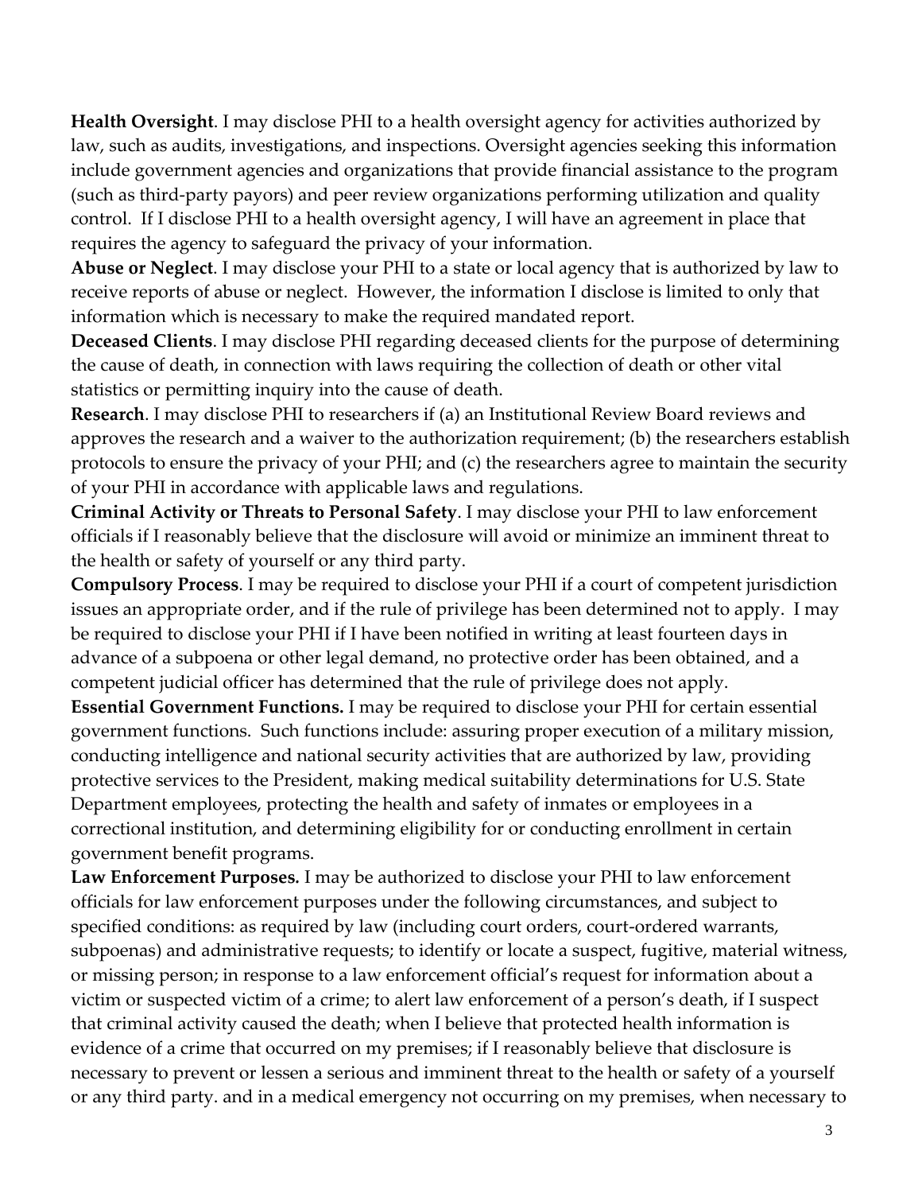**Health Oversight**. I may disclose PHI to a health oversight agency for activities authorized by law, such as audits, investigations, and inspections. Oversight agencies seeking this information include government agencies and organizations that provide financial assistance to the program (such as third-party payors) and peer review organizations performing utilization and quality control. If I disclose PHI to a health oversight agency, I will have an agreement in place that requires the agency to safeguard the privacy of your information.

**Abuse or Neglect**. I may disclose your PHI to a state or local agency that is authorized by law to receive reports of abuse or neglect. However, the information I disclose is limited to only that information which is necessary to make the required mandated report.

**Deceased Clients**. I may disclose PHI regarding deceased clients for the purpose of determining the cause of death, in connection with laws requiring the collection of death or other vital statistics or permitting inquiry into the cause of death.

**Research**. I may disclose PHI to researchers if (a) an Institutional Review Board reviews and approves the research and a waiver to the authorization requirement; (b) the researchers establish protocols to ensure the privacy of your PHI; and (c) the researchers agree to maintain the security of your PHI in accordance with applicable laws and regulations.

**Criminal Activity or Threats to Personal Safety**. I may disclose your PHI to law enforcement officials if I reasonably believe that the disclosure will avoid or minimize an imminent threat to the health or safety of yourself or any third party.

**Compulsory Process**. I may be required to disclose your PHI if a court of competent jurisdiction issues an appropriate order, and if the rule of privilege has been determined not to apply. I may be required to disclose your PHI if I have been notified in writing at least fourteen days in advance of a subpoena or other legal demand, no protective order has been obtained, and a competent judicial officer has determined that the rule of privilege does not apply.

**Essential Government Functions.** I may be required to disclose your PHI for certain essential government functions. Such functions include: assuring proper execution of a military mission, conducting intelligence and national security activities that are authorized by law, providing protective services to the President, making medical suitability determinations for U.S. State Department employees, protecting the health and safety of inmates or employees in a correctional institution, and determining eligibility for or conducting enrollment in certain government benefit programs.

**Law Enforcement Purposes.** I may be authorized to disclose your PHI to law enforcement officials for law enforcement purposes under the following circumstances, and subject to specified conditions: as required by law (including court orders, court-ordered warrants, subpoenas) and administrative requests; to identify or locate a suspect, fugitive, material witness, or missing person; in response to a law enforcement official's request for information about a victim or suspected victim of a crime; to alert law enforcement of a person's death, if I suspect that criminal activity caused the death; when I believe that protected health information is evidence of a crime that occurred on my premises; if I reasonably believe that disclosure is necessary to prevent or lessen a serious and imminent threat to the health or safety of a yourself or any third party. and in a medical emergency not occurring on my premises, when necessary to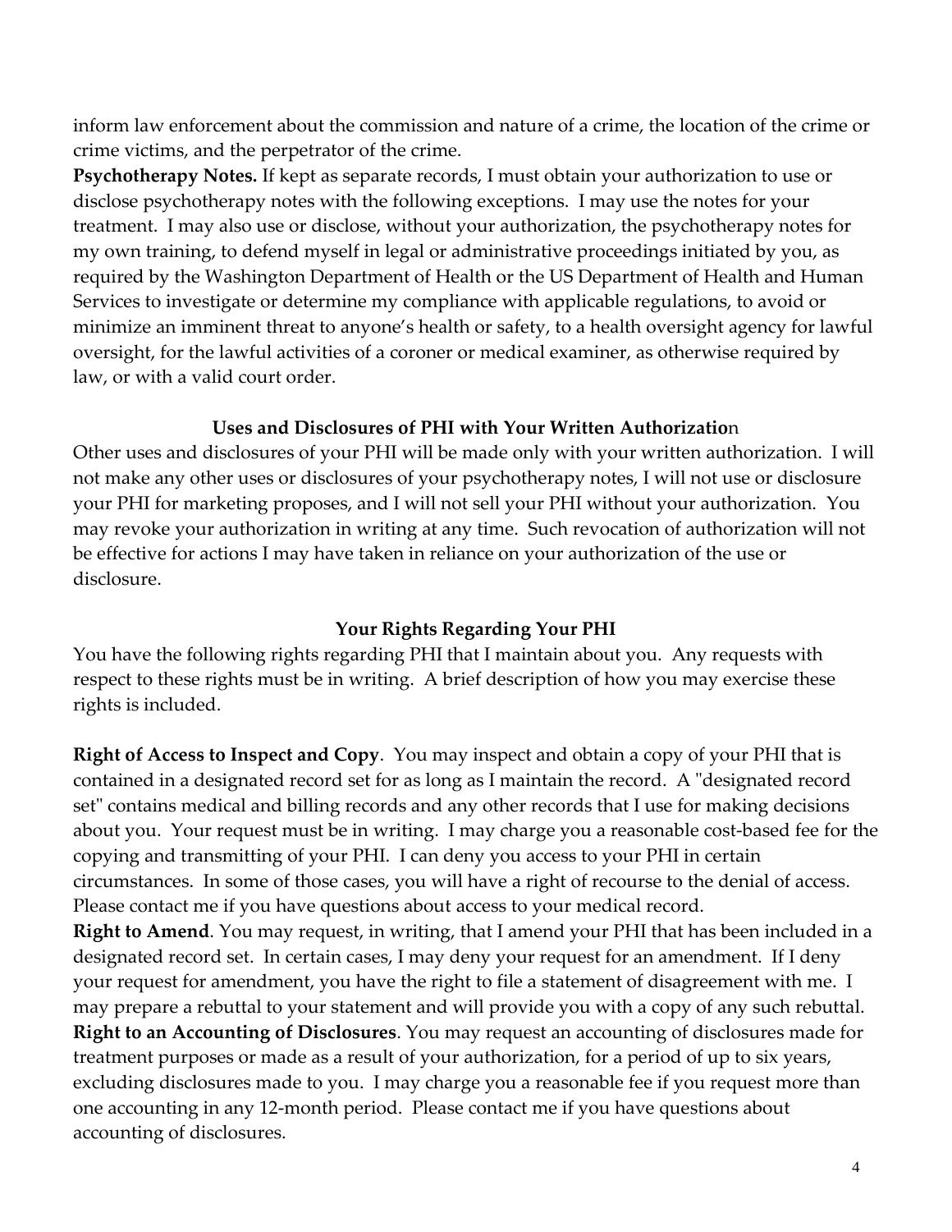inform law enforcement about the commission and nature of a crime, the location of the crime or crime victims, and the perpetrator of the crime.

**Psychotherapy Notes.** If kept as separate records, I must obtain your authorization to use or disclose psychotherapy notes with the following exceptions. I may use the notes for your treatment. I may also use or disclose, without your authorization, the psychotherapy notes for my own training, to defend myself in legal or administrative proceedings initiated by you, as required by the Washington Department of Health or the US Department of Health and Human Services to investigate or determine my compliance with applicable regulations, to avoid or minimize an imminent threat to anyone's health or safety, to a health oversight agency for lawful oversight, for the lawful activities of a coroner or medical examiner, as otherwise required by law, or with a valid court order.

## Uses and Disclosures of PHI with Your Written Authorization

Other uses and disclosures of your PHI will be made only with your written authorization. I will not make any other uses or disclosures of your psychotherapy notes, I will not use or disclosure your PHI for marketing proposes, and I will not sell your PHI without your authorization. You may revoke your authorization in writing at any time. Such revocation of authorization will not be effective for actions I may have taken in reliance on your authorization of the use or disclosure.

## Your Rights Regarding Your PHI

You have the following rights regarding PHI that I maintain about you. Any requests with respect to these rights must be in writing. A brief description of how you may exercise these rights is included.

**Right of Access to Inspect and Copy**. You may inspect and obtain a copy of your PHI that is contained in a designated record set for as long as I maintain the record. A "designated record set" contains medical and billing records and any other records that I use for making decisions about you. Your request must be in writing. I may charge you a reasonable cost-based fee for the copying and transmitting of your PHI. I can deny you access to your PHI in certain circumstances. In some of those cases, you will have a right of recourse to the denial of access. Please contact me if you have questions about access to your medical record.

**Right to Amend**. You may request, in writing, that I amend your PHI that has been included in a designated record set. In certain cases, I may deny your request for an amendment. If I deny your request for amendment, you have the right to file a statement of disagreement with me. I may prepare a rebuttal to your statement and will provide you with a copy of any such rebuttal.

**Right to an Accounting of Disclosures**. You may request an accounting of disclosures made for treatment purposes or made as a result of your authorization, for a period of up to six years, excluding disclosures made to you. I may charge you a reasonable fee if you request more than one accounting in any 12-month period. Please contact me if you have questions about accounting of disclosures.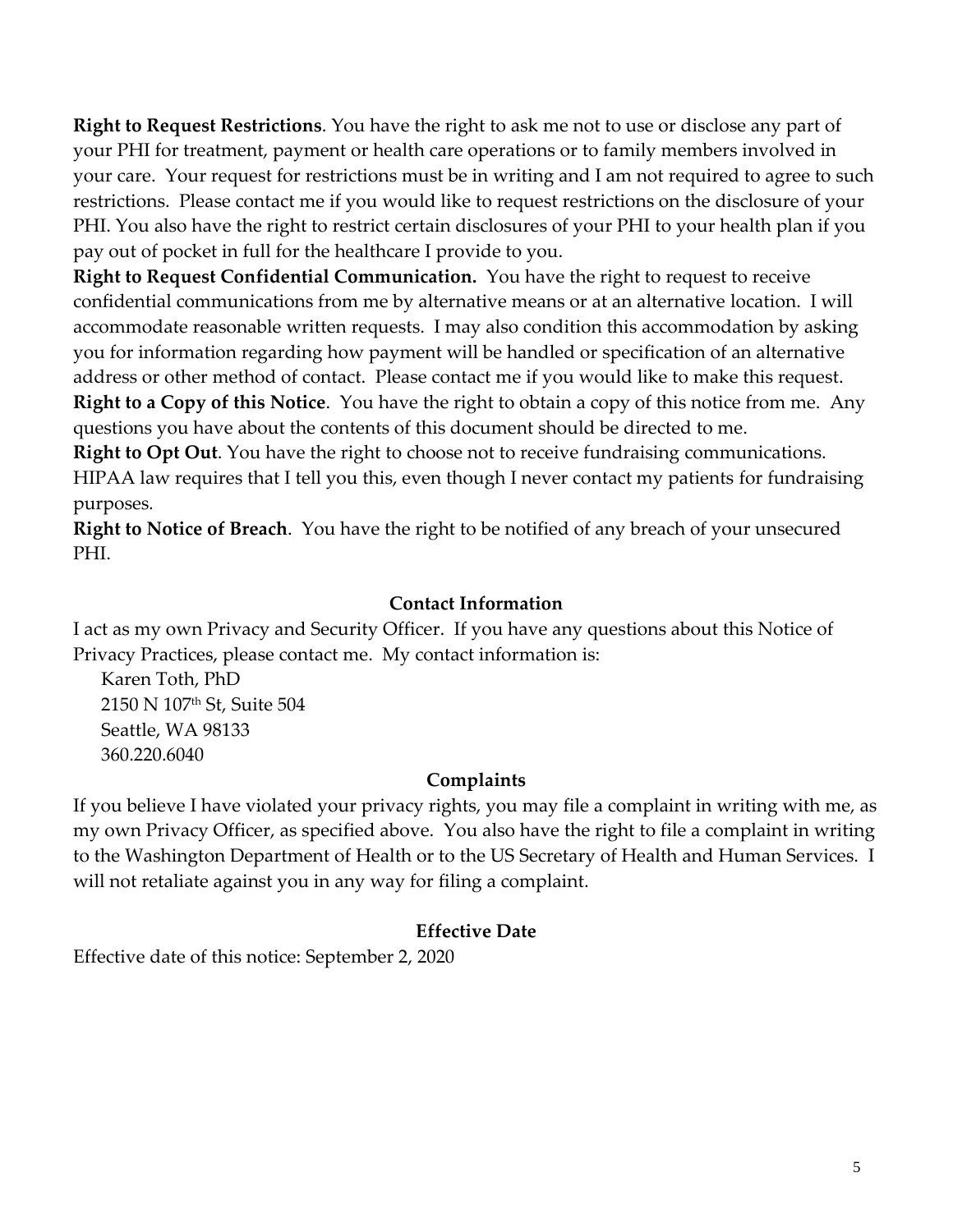**Right to Request Restrictions**. You have the right to ask me not to use or disclose any part of your PHI for treatment, payment or health care operations or to family members involved in your care. Your request for restrictions must be in writing and I am not required to agree to such restrictions. Please contact me if you would like to request restrictions on the disclosure of your PHI. You also have the right to restrict certain disclosures of your PHI to your health plan if you pay out of pocket in full for the healthcare I provide to you.

**Right to Request Confidential Communication.** You have the right to request to receive confidential communications from me by alternative means or at an alternative location. I will accommodate reasonable written requests. I may also condition this accommodation by asking you for information regarding how payment will be handled or specification of an alternative address or other method of contact. Please contact me if you would like to make this request.

**Right to a Copy of this Notice**. You have the right to obtain a copy of this notice from me. Any questions you have about the contents of this document should be directed to me.

**Right to Opt Out**. You have the right to choose not to receive fundraising communications. HIPAA law requires that I tell you this, even though I never contact my patients for fundraising purposes.

**Right to Notice of Breach**. You have the right to be notified of any breach of your unsecured PHI.

## Contact Information

I act as my own Privacy and Security Officer. If you have any questions about this Notice of Privacy Practices, please contact me. My contact information is:

Karen Toth, PhD
2150 N 107th St, Suite 504
Seattle, WA 98133
360.220.6040

## Complaints

If you believe I have violated your privacy rights, you may file a complaint in writing with me, as my own Privacy Officer, as specified above. You also have the right to file a complaint in writing to the Washington Department of Health or to the US Secretary of Health and Human Services. I will not retaliate against you in any way for filing a complaint.

## Effective Date

Effective date of this notice: September 2, 2020